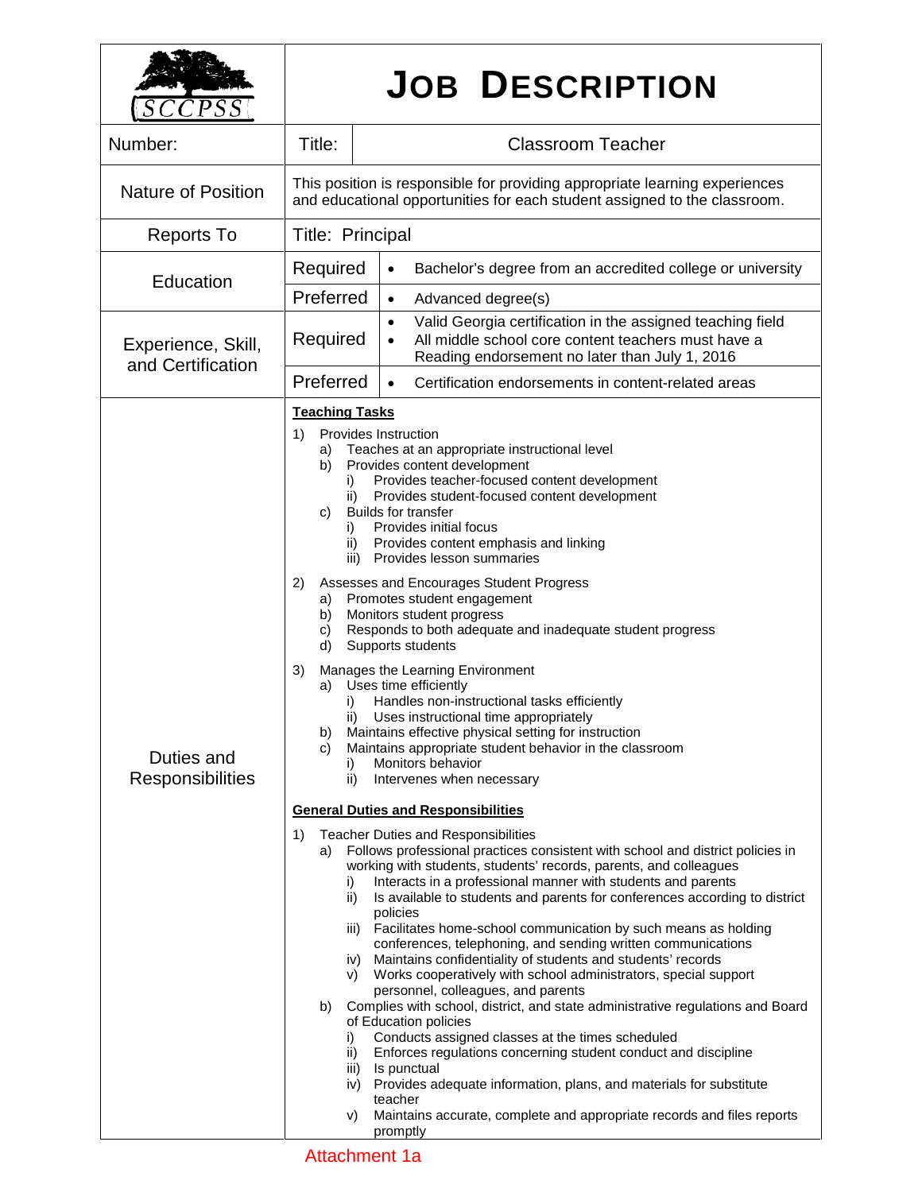# JOB DESCRIPTION

SCCPSS

| Number: | Title: | Classroom Teacher |
|---|---|---|
| Nature of Position | This position is responsible for providing appropriate learning experiences and educational opportunities for each student assigned to the classroom. | |
| Reports To | Title: Principal | |
| Education | Required | • Bachelor's degree from an accredited college or university |
| | Preferred | • Advanced degree(s) |
| Experience, Skill, and Certification | Required | • Valid Georgia certification in the assigned teaching field<br>• All middle school core content teachers must have a Reading endorsement no later than July 1, 2016 |
| | Preferred | • Certification endorsements in content-related areas |

## Duties and Responsibilities

**Teaching Tasks**

1) Provides Instruction
   a) Teaches at an appropriate instructional level
   b) Provides content development
      i) Provides teacher-focused content development
      ii) Provides student-focused content development
   c) Builds for transfer
      i) Provides initial focus
      ii) Provides content emphasis and linking
      iii) Provides lesson summaries

2) Assesses and Encourages Student Progress
   a) Promotes student engagement
   b) Monitors student progress
   c) Responds to both adequate and inadequate student progress
   d) Supports students

3) Manages the Learning Environment
   a) Uses time efficiently
      i) Handles non-instructional tasks efficiently
      ii) Uses instructional time appropriately
   b) Maintains effective physical setting for instruction
   c) Maintains appropriate student behavior in the classroom
      i) Monitors behavior
      ii) Intervenes when necessary

**General Duties and Responsibilities**

1) Teacher Duties and Responsibilities
   a) Follows professional practices consistent with school and district policies in working with students, students' records, parents, and colleagues
      i) Interacts in a professional manner with students and parents
      ii) Is available to students and parents for conferences according to district policies
      iii) Facilitates home-school communication by such means as holding conferences, telephoning, and sending written communications
      iv) Maintains confidentiality of students and students' records
      v) Works cooperatively with school administrators, special support personnel, colleagues, and parents
   b) Complies with school, district, and state administrative regulations and Board of Education policies
      i) Conducts assigned classes at the times scheduled
      ii) Enforces regulations concerning student conduct and discipline
      iii) Is punctual
      iv) Provides adequate information, plans, and materials for substitute teacher
      v) Maintains accurate, complete and appropriate records and files reports promptly

Attachment 1a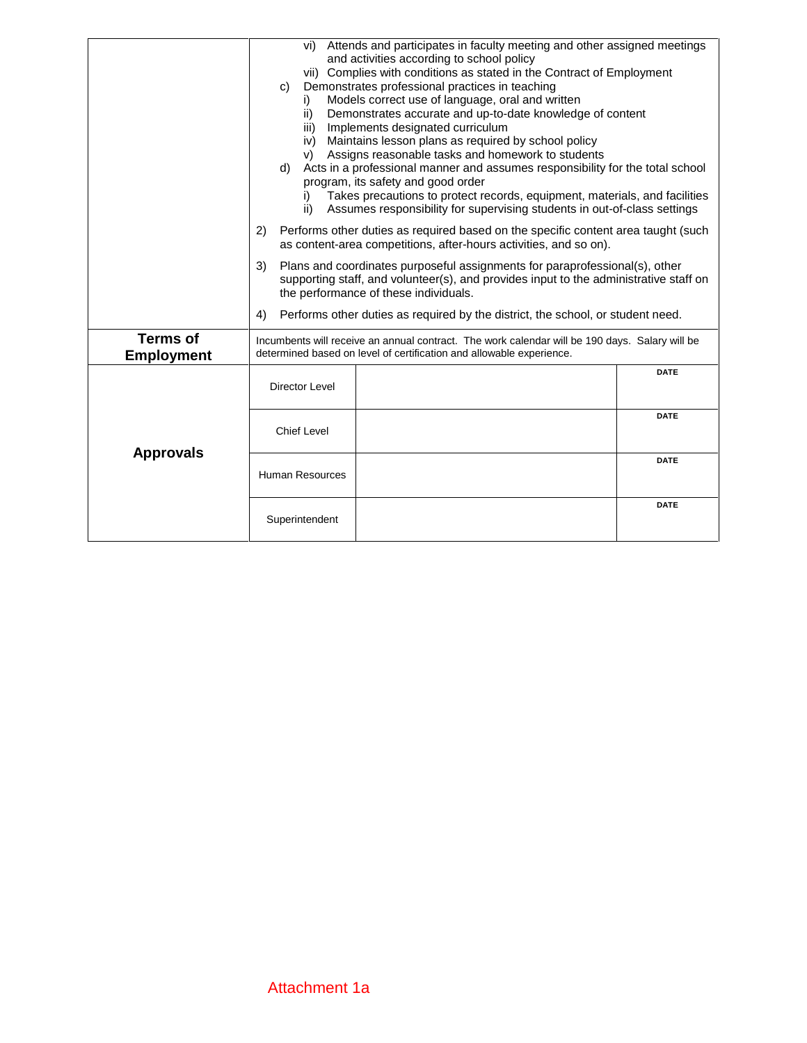| | |
|---|---|
| | vi) Attends and participates in faculty meeting and other assigned meetings and activities according to school policy<br>vii) Complies with conditions as stated in the Contract of Employment<br>c) Demonstrates professional practices in teaching<br>i) Models correct use of language, oral and written<br>ii) Demonstrates accurate and up-to-date knowledge of content<br>iii) Implements designated curriculum<br>iv) Maintains lesson plans as required by school policy<br>v) Assigns reasonable tasks and homework to students<br>d) Acts in a professional manner and assumes responsibility for the total school program, its safety and good order<br>i) Takes precautions to protect records, equipment, materials, and facilities<br>ii) Assumes responsibility for supervising students in out-of-class settings<br><br>2) Performs other duties as required based on the specific content area taught (such as content-area competitions, after-hours activities, and so on).<br><br>3) Plans and coordinates purposeful assignments for paraprofessional(s), other supporting staff, and volunteer(s), and provides input to the administrative staff on the performance of these individuals.<br><br>4) Performs other duties as required by the district, the school, or student need. |
| **Terms of Employment** | Incumbents will receive an annual contract. The work calendar will be 190 days. Salary will be determined based on level of certification and allowable experience. |

| **Approvals** | | | |
|---|---|---|---|
| | Director Level | | DATE |
| | Chief Level | | DATE |
| | Human Resources | | DATE |
| | Superintendent | | DATE |

Attachment 1a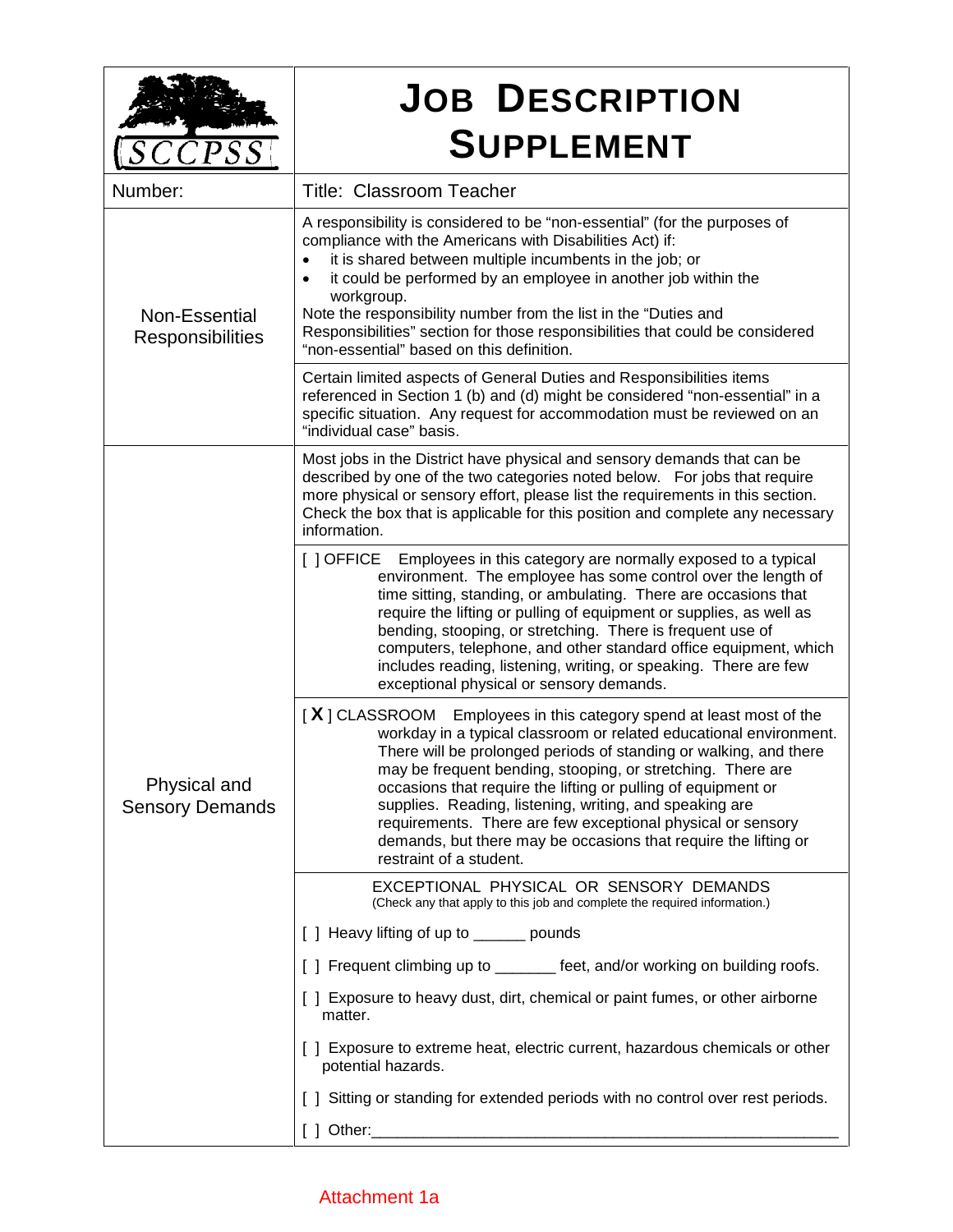| SCCPSS | JOB DESCRIPTION SUPPLEMENT |
| --- | --- |
| Number: | Title: Classroom Teacher |
| Non-Essential Responsibilities | A responsibility is considered to be "non-essential" (for the purposes of compliance with the Americans with Disabilities Act) if:<br>• it is shared between multiple incumbents in the job; or<br>• it could be performed by an employee in another job within the workgroup.<br>Note the responsibility number from the list in the "Duties and Responsibilities" section for those responsibilities that could be considered "non-essential" based on this definition. |
| | Certain limited aspects of General Duties and Responsibilities items referenced in Section 1 (b) and (d) might be considered "non-essential" in a specific situation. Any request for accommodation must be reviewed on an "individual case" basis. |
| Physical and Sensory Demands | Most jobs in the District have physical and sensory demands that can be described by one of the two categories noted below. For jobs that require more physical or sensory effort, please list the requirements in this section. Check the box that is applicable for this position and complete any necessary information. |
| | [ ] OFFICE Employees in this category are normally exposed to a typical environment. The employee has some control over the length of time sitting, standing, or ambulating. There are occasions that require the lifting or pulling of equipment or supplies, as well as bending, stooping, or stretching. There is frequent use of computers, telephone, and other standard office equipment, which includes reading, listening, writing, or speaking. There are few exceptional physical or sensory demands. |
| | [ **X** ] CLASSROOM Employees in this category spend at least most of the workday in a typical classroom or related educational environment. There will be prolonged periods of standing or walking, and there may be frequent bending, stooping, or stretching. There are occasions that require the lifting or pulling of equipment or supplies. Reading, listening, writing, and speaking are requirements. There are few exceptional physical or sensory demands, but there may be occasions that require the lifting or restraint of a student. |
| | EXCEPTIONAL PHYSICAL OR SENSORY DEMANDS<br>(Check any that apply to this job and complete the required information.)<br>[ ] Heavy lifting of up to ______ pounds<br>[ ] Frequent climbing up to _______ feet, and/or working on building roofs.<br>[ ] Exposure to heavy dust, dirt, chemical or paint fumes, or other airborne matter.<br>[ ] Exposure to extreme heat, electric current, hazardous chemicals or other potential hazards.<br>[ ] Sitting or standing for extended periods with no control over rest periods.<br>[ ] Other:_______________________________________________________ |

Attachment 1a